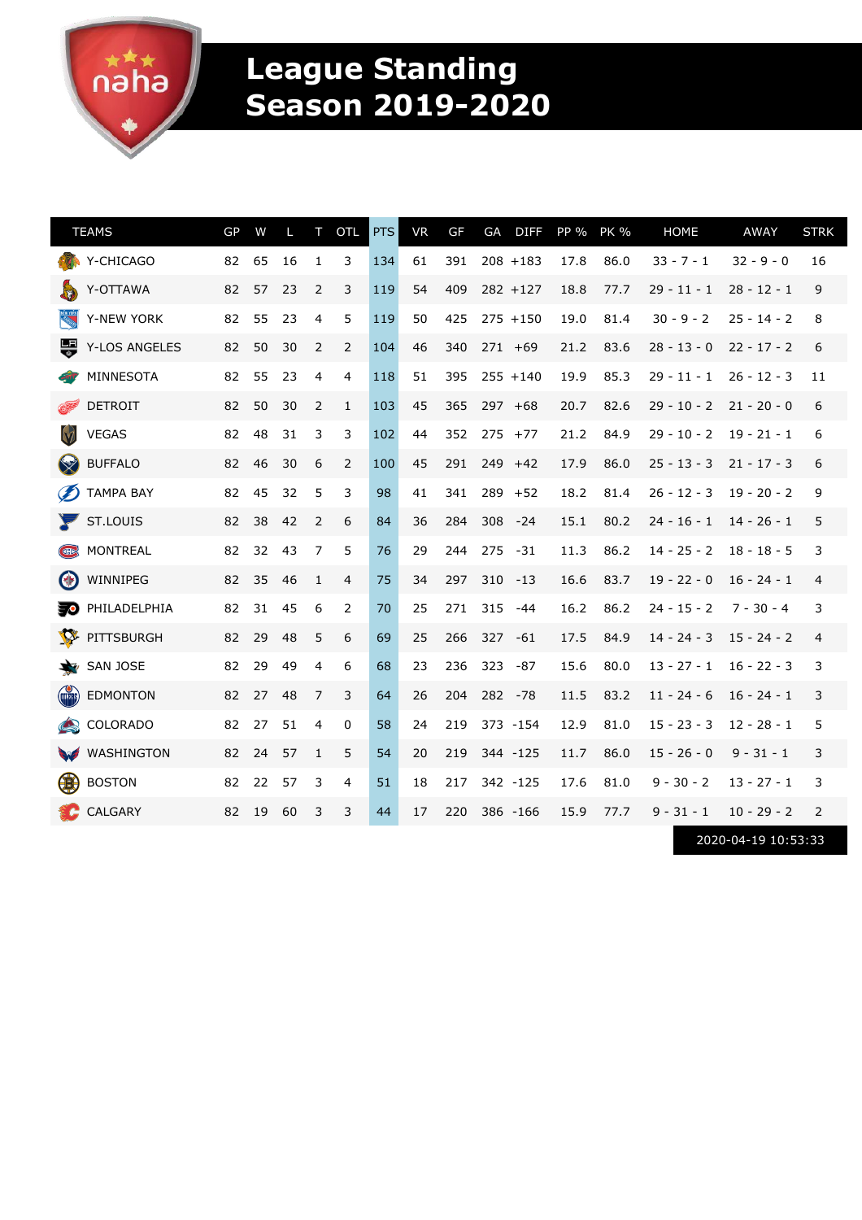# League Standing Season 2019-2020

| TEAMS | GP | W | L | T | OTL | PTS | VR | GF | GA | DIFF | PP % | PK % | HOME | AWAY | STRK |
|---|---|---|---|---|---|---|---|---|---|---|---|---|---|---|---|
| Y-CHICAGO | 82 | 65 | 16 | 1 | 3 | 134 | 61 | 391 | 208 | +183 | 17.8 | 86.0 | 33 - 7 - 1 | 32 - 9 - 0 | 16 |
| Y-OTTAWA | 82 | 57 | 23 | 2 | 3 | 119 | 54 | 409 | 282 | +127 | 18.8 | 77.7 | 29 - 11 - 1 | 28 - 12 - 1 | 9 |
| Y-NEW YORK | 82 | 55 | 23 | 4 | 5 | 119 | 50 | 425 | 275 | +150 | 19.0 | 81.4 | 30 - 9 - 2 | 25 - 14 - 2 | 8 |
| Y-LOS ANGELES | 82 | 50 | 30 | 2 | 2 | 104 | 46 | 340 | 271 | +69 | 21.2 | 83.6 | 28 - 13 - 0 | 22 - 17 - 2 | 6 |
| MINNESOTA | 82 | 55 | 23 | 4 | 4 | 118 | 51 | 395 | 255 | +140 | 19.9 | 85.3 | 29 - 11 - 1 | 26 - 12 - 3 | 11 |
| DETROIT | 82 | 50 | 30 | 2 | 1 | 103 | 45 | 365 | 297 | +68 | 20.7 | 82.6 | 29 - 10 - 2 | 21 - 20 - 0 | 6 |
| VEGAS | 82 | 48 | 31 | 3 | 3 | 102 | 44 | 352 | 275 | +77 | 21.2 | 84.9 | 29 - 10 - 2 | 19 - 21 - 1 | 6 |
| BUFFALO | 82 | 46 | 30 | 6 | 2 | 100 | 45 | 291 | 249 | +42 | 17.9 | 86.0 | 25 - 13 - 3 | 21 - 17 - 3 | 6 |
| TAMPA BAY | 82 | 45 | 32 | 5 | 3 | 98 | 41 | 341 | 289 | +52 | 18.2 | 81.4 | 26 - 12 - 3 | 19 - 20 - 2 | 9 |
| ST.LOUIS | 82 | 38 | 42 | 2 | 6 | 84 | 36 | 284 | 308 | -24 | 15.1 | 80.2 | 24 - 16 - 1 | 14 - 26 - 1 | 5 |
| MONTREAL | 82 | 32 | 43 | 7 | 5 | 76 | 29 | 244 | 275 | -31 | 11.3 | 86.2 | 14 - 25 - 2 | 18 - 18 - 5 | 3 |
| WINNIPEG | 82 | 35 | 46 | 1 | 4 | 75 | 34 | 297 | 310 | -13 | 16.6 | 83.7 | 19 - 22 - 0 | 16 - 24 - 1 | 4 |
| PHILADELPHIA | 82 | 31 | 45 | 6 | 2 | 70 | 25 | 271 | 315 | -44 | 16.2 | 86.2 | 24 - 15 - 2 | 7 - 30 - 4 | 3 |
| PITTSBURGH | 82 | 29 | 48 | 5 | 6 | 69 | 25 | 266 | 327 | -61 | 17.5 | 84.9 | 14 - 24 - 3 | 15 - 24 - 2 | 4 |
| SAN JOSE | 82 | 29 | 49 | 4 | 6 | 68 | 23 | 236 | 323 | -87 | 15.6 | 80.0 | 13 - 27 - 1 | 16 - 22 - 3 | 3 |
| EDMONTON | 82 | 27 | 48 | 7 | 3 | 64 | 26 | 204 | 282 | -78 | 11.5 | 83.2 | 11 - 24 - 6 | 16 - 24 - 1 | 3 |
| COLORADO | 82 | 27 | 51 | 4 | 0 | 58 | 24 | 219 | 373 | -154 | 12.9 | 81.0 | 15 - 23 - 3 | 12 - 28 - 1 | 5 |
| WASHINGTON | 82 | 24 | 57 | 1 | 5 | 54 | 20 | 219 | 344 | -125 | 11.7 | 86.0 | 15 - 26 - 0 | 9 - 31 - 1 | 3 |
| BOSTON | 82 | 22 | 57 | 3 | 4 | 51 | 18 | 217 | 342 | -125 | 17.6 | 81.0 | 9 - 30 - 2 | 13 - 27 - 1 | 3 |
| CALGARY | 82 | 19 | 60 | 3 | 3 | 44 | 17 | 220 | 386 | -166 | 15.9 | 77.7 | 9 - 31 - 1 | 10 - 29 - 2 | 2 |

2020-04-19 10:53:33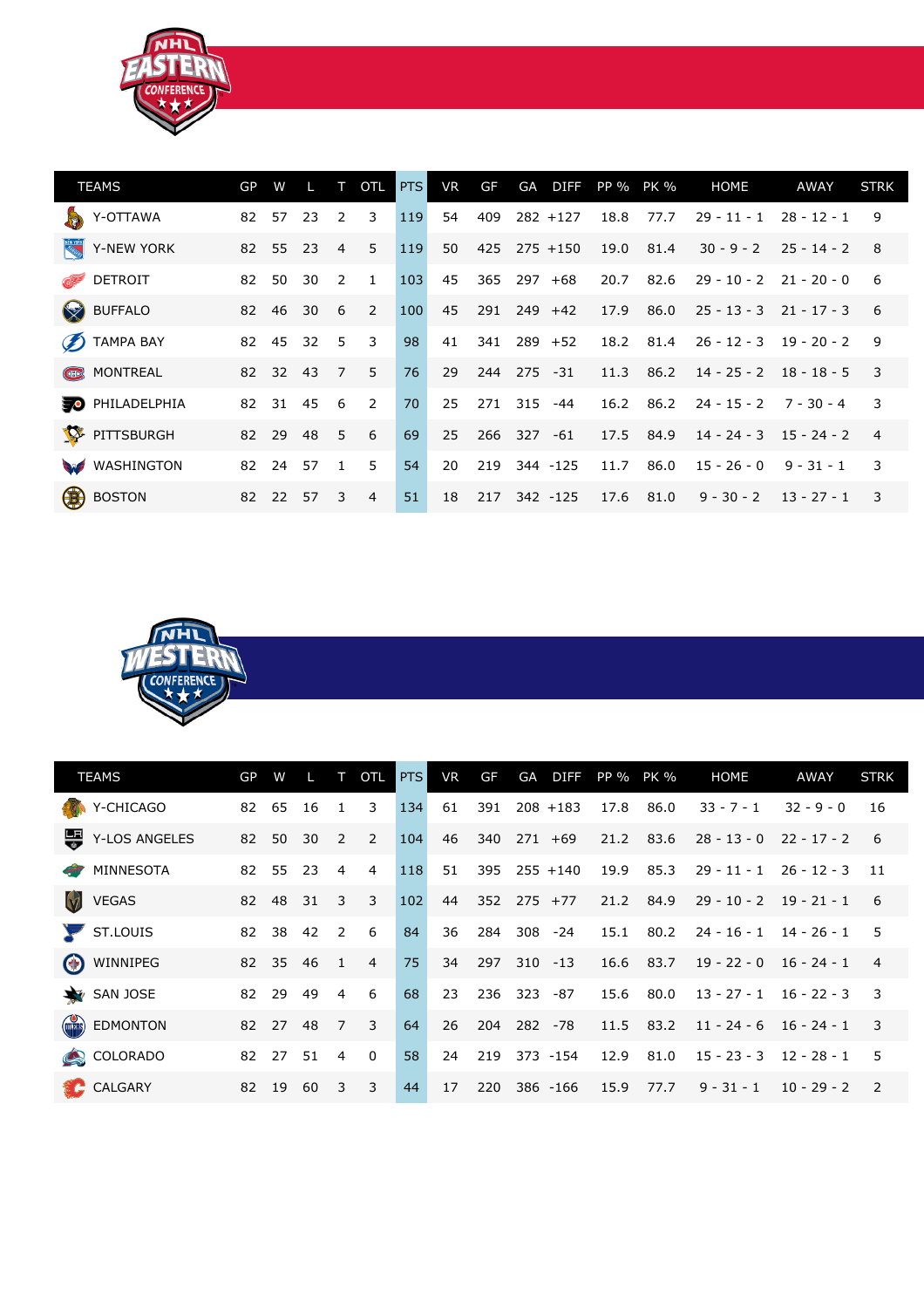## NHL Eastern Conference

| TEAMS | GP | W | L | T | OTL | PTS | VR | GF | GA | DIFF | PP % | PK % | HOME | AWAY | STRK |
|---|---|---|---|---|---|---|---|---|---|---|---|---|---|---|---|
| Y-OTTAWA | 82 | 57 | 23 | 2 | 3 | 119 | 54 | 409 | 282 | +127 | 18.8 | 77.7 | 29 - 11 - 1 | 28 - 12 - 1 | 9 |
| Y-NEW YORK | 82 | 55 | 23 | 4 | 5 | 119 | 50 | 425 | 275 | +150 | 19.0 | 81.4 | 30 - 9 - 2 | 25 - 14 - 2 | 8 |
| DETROIT | 82 | 50 | 30 | 2 | 1 | 103 | 45 | 365 | 297 | +68 | 20.7 | 82.6 | 29 - 10 - 2 | 21 - 20 - 0 | 6 |
| BUFFALO | 82 | 46 | 30 | 6 | 2 | 100 | 45 | 291 | 249 | +42 | 17.9 | 86.0 | 25 - 13 - 3 | 21 - 17 - 3 | 6 |
| TAMPA BAY | 82 | 45 | 32 | 5 | 3 | 98 | 41 | 341 | 289 | +52 | 18.2 | 81.4 | 26 - 12 - 3 | 19 - 20 - 2 | 9 |
| MONTREAL | 82 | 32 | 43 | 7 | 5 | 76 | 29 | 244 | 275 | -31 | 11.3 | 86.2 | 14 - 25 - 2 | 18 - 18 - 5 | 3 |
| PHILADELPHIA | 82 | 31 | 45 | 6 | 2 | 70 | 25 | 271 | 315 | -44 | 16.2 | 86.2 | 24 - 15 - 2 | 7 - 30 - 4 | 3 |
| PITTSBURGH | 82 | 29 | 48 | 5 | 6 | 69 | 25 | 266 | 327 | -61 | 17.5 | 84.9 | 14 - 24 - 3 | 15 - 24 - 2 | 4 |
| WASHINGTON | 82 | 24 | 57 | 1 | 5 | 54 | 20 | 219 | 344 | -125 | 11.7 | 86.0 | 15 - 26 - 0 | 9 - 31 - 1 | 3 |
| BOSTON | 82 | 22 | 57 | 3 | 4 | 51 | 18 | 217 | 342 | -125 | 17.6 | 81.0 | 9 - 30 - 2 | 13 - 27 - 1 | 3 |

## NHL Western Conference

| TEAMS | GP | W | L | T | OTL | PTS | VR | GF | GA | DIFF | PP % | PK % | HOME | AWAY | STRK |
|---|---|---|---|---|---|---|---|---|---|---|---|---|---|---|---|
| Y-CHICAGO | 82 | 65 | 16 | 1 | 3 | 134 | 61 | 391 | 208 | +183 | 17.8 | 86.0 | 33 - 7 - 1 | 32 - 9 - 0 | 16 |
| Y-LOS ANGELES | 82 | 50 | 30 | 2 | 2 | 104 | 46 | 340 | 271 | +69 | 21.2 | 83.6 | 28 - 13 - 0 | 22 - 17 - 2 | 6 |
| MINNESOTA | 82 | 55 | 23 | 4 | 4 | 118 | 51 | 395 | 255 | +140 | 19.9 | 85.3 | 29 - 11 - 1 | 26 - 12 - 3 | 11 |
| VEGAS | 82 | 48 | 31 | 3 | 3 | 102 | 44 | 352 | 275 | +77 | 21.2 | 84.9 | 29 - 10 - 2 | 19 - 21 - 1 | 6 |
| ST.LOUIS | 82 | 38 | 42 | 2 | 6 | 84 | 36 | 284 | 308 | -24 | 15.1 | 80.2 | 24 - 16 - 1 | 14 - 26 - 1 | 5 |
| WINNIPEG | 82 | 35 | 46 | 1 | 4 | 75 | 34 | 297 | 310 | -13 | 16.6 | 83.7 | 19 - 22 - 0 | 16 - 24 - 1 | 4 |
| SAN JOSE | 82 | 29 | 49 | 4 | 6 | 68 | 23 | 236 | 323 | -87 | 15.6 | 80.0 | 13 - 27 - 1 | 16 - 22 - 3 | 3 |
| EDMONTON | 82 | 27 | 48 | 7 | 3 | 64 | 26 | 204 | 282 | -78 | 11.5 | 83.2 | 11 - 24 - 6 | 16 - 24 - 1 | 3 |
| COLORADO | 82 | 27 | 51 | 4 | 0 | 58 | 24 | 219 | 373 | -154 | 12.9 | 81.0 | 15 - 23 - 3 | 12 - 28 - 1 | 5 |
| CALGARY | 82 | 19 | 60 | 3 | 3 | 44 | 17 | 220 | 386 | -166 | 15.9 | 77.7 | 9 - 31 - 1 | 10 - 29 - 2 | 2 |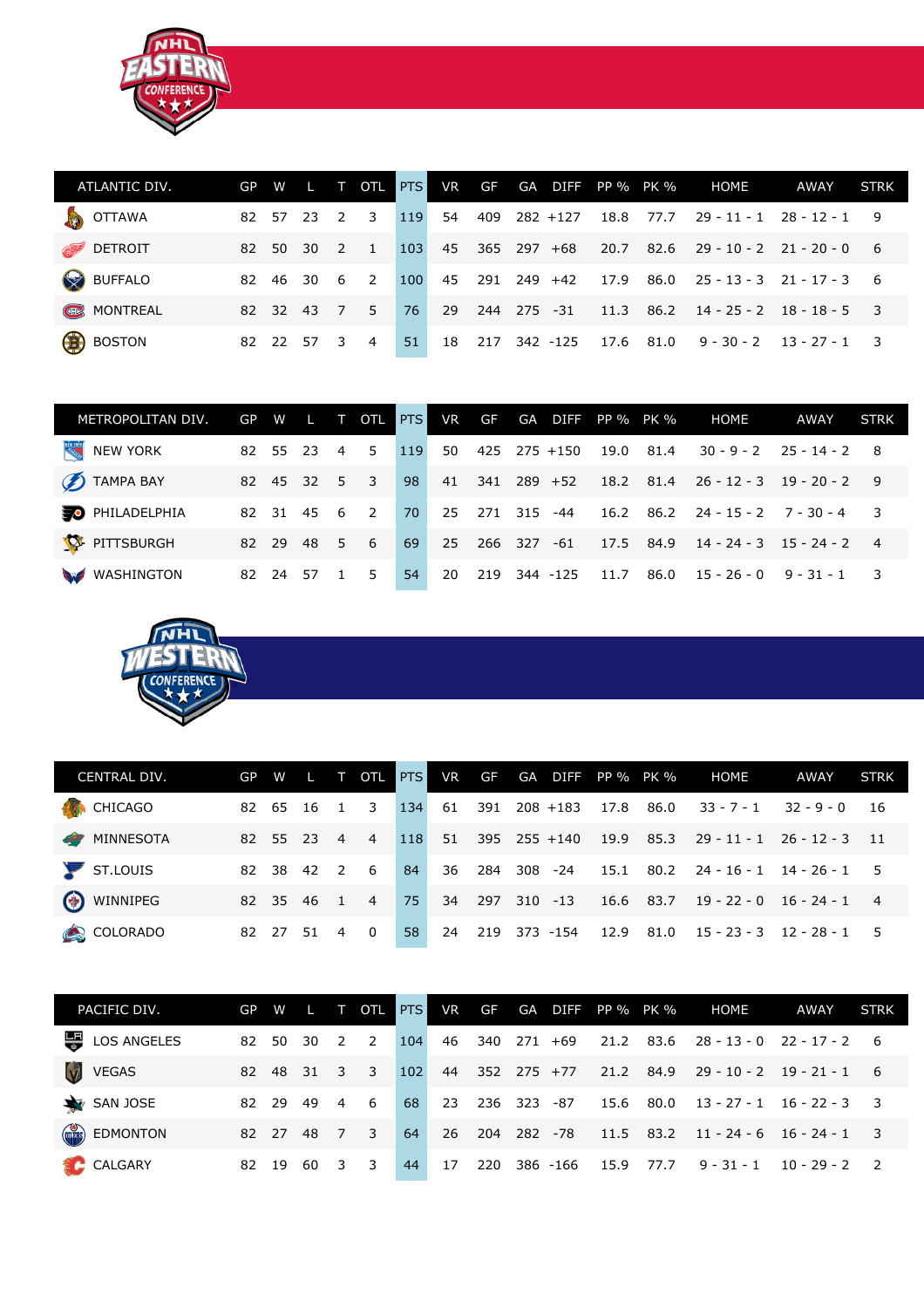# NHL EASTERN CONFERENCE

| ATLANTIC DIV. | GP | W | L | T | OTL | PTS | VR | GF | GA | DIFF | PP % | PK % | HOME | AWAY | STRK |
|---|---|---|---|---|---|---|---|---|---|---|---|---|---|---|---|
| OTTAWA | 82 | 57 | 23 | 2 | 3 | 119 | 54 | 409 | 282 | +127 | 18.8 | 77.7 | 29 - 11 - 1 | 28 - 12 - 1 | 9 |
| DETROIT | 82 | 50 | 30 | 2 | 1 | 103 | 45 | 365 | 297 | +68 | 20.7 | 82.6 | 29 - 10 - 2 | 21 - 20 - 0 | 6 |
| BUFFALO | 82 | 46 | 30 | 6 | 2 | 100 | 45 | 291 | 249 | +42 | 17.9 | 86.0 | 25 - 13 - 3 | 21 - 17 - 3 | 6 |
| MONTREAL | 82 | 32 | 43 | 7 | 5 | 76 | 29 | 244 | 275 | -31 | 11.3 | 86.2 | 14 - 25 - 2 | 18 - 18 - 5 | 3 |
| BOSTON | 82 | 22 | 57 | 3 | 4 | 51 | 18 | 217 | 342 | -125 | 17.6 | 81.0 | 9 - 30 - 2 | 13 - 27 - 1 | 3 |

| METROPOLITAN DIV. | GP | W | L | T | OTL | PTS | VR | GF | GA | DIFF | PP % | PK % | HOME | AWAY | STRK |
|---|---|---|---|---|---|---|---|---|---|---|---|---|---|---|---|
| NEW YORK | 82 | 55 | 23 | 4 | 5 | 119 | 50 | 425 | 275 | +150 | 19.0 | 81.4 | 30 - 9 - 2 | 25 - 14 - 2 | 8 |
| TAMPA BAY | 82 | 45 | 32 | 5 | 3 | 98 | 41 | 341 | 289 | +52 | 18.2 | 81.4 | 26 - 12 - 3 | 19 - 20 - 2 | 9 |
| PHILADELPHIA | 82 | 31 | 45 | 6 | 2 | 70 | 25 | 271 | 315 | -44 | 16.2 | 86.2 | 24 - 15 - 2 | 7 - 30 - 4 | 3 |
| PITTSBURGH | 82 | 29 | 48 | 5 | 6 | 69 | 25 | 266 | 327 | -61 | 17.5 | 84.9 | 14 - 24 - 3 | 15 - 24 - 2 | 4 |
| WASHINGTON | 82 | 24 | 57 | 1 | 5 | 54 | 20 | 219 | 344 | -125 | 11.7 | 86.0 | 15 - 26 - 0 | 9 - 31 - 1 | 3 |

# NHL WESTERN CONFERENCE

| CENTRAL DIV. | GP | W | L | T | OTL | PTS | VR | GF | GA | DIFF | PP % | PK % | HOME | AWAY | STRK |
|---|---|---|---|---|---|---|---|---|---|---|---|---|---|---|---|
| CHICAGO | 82 | 65 | 16 | 1 | 3 | 134 | 61 | 391 | 208 | +183 | 17.8 | 86.0 | 33 - 7 - 1 | 32 - 9 - 0 | 16 |
| MINNESOTA | 82 | 55 | 23 | 4 | 4 | 118 | 51 | 395 | 255 | +140 | 19.9 | 85.3 | 29 - 11 - 1 | 26 - 12 - 3 | 11 |
| ST.LOUIS | 82 | 38 | 42 | 2 | 6 | 84 | 36 | 284 | 308 | -24 | 15.1 | 80.2 | 24 - 16 - 1 | 14 - 26 - 1 | 5 |
| WINNIPEG | 82 | 35 | 46 | 1 | 4 | 75 | 34 | 297 | 310 | -13 | 16.6 | 83.7 | 19 - 22 - 0 | 16 - 24 - 1 | 4 |
| COLORADO | 82 | 27 | 51 | 4 | 0 | 58 | 24 | 219 | 373 | -154 | 12.9 | 81.0 | 15 - 23 - 3 | 12 - 28 - 1 | 5 |

| PACIFIC DIV. | GP | W | L | T | OTL | PTS | VR | GF | GA | DIFF | PP % | PK % | HOME | AWAY | STRK |
|---|---|---|---|---|---|---|---|---|---|---|---|---|---|---|---|
| LOS ANGELES | 82 | 50 | 30 | 2 | 2 | 104 | 46 | 340 | 271 | +69 | 21.2 | 83.6 | 28 - 13 - 0 | 22 - 17 - 2 | 6 |
| VEGAS | 82 | 48 | 31 | 3 | 3 | 102 | 44 | 352 | 275 | +77 | 21.2 | 84.9 | 29 - 10 - 2 | 19 - 21 - 1 | 6 |
| SAN JOSE | 82 | 29 | 49 | 4 | 6 | 68 | 23 | 236 | 323 | -87 | 15.6 | 80.0 | 13 - 27 - 1 | 16 - 22 - 3 | 3 |
| EDMONTON | 82 | 27 | 48 | 7 | 3 | 64 | 26 | 204 | 282 | -78 | 11.5 | 83.2 | 11 - 24 - 6 | 16 - 24 - 1 | 3 |
| CALGARY | 82 | 19 | 60 | 3 | 3 | 44 | 17 | 220 | 386 | -166 | 15.9 | 77.7 | 9 - 31 - 1 | 10 - 29 - 2 | 2 |